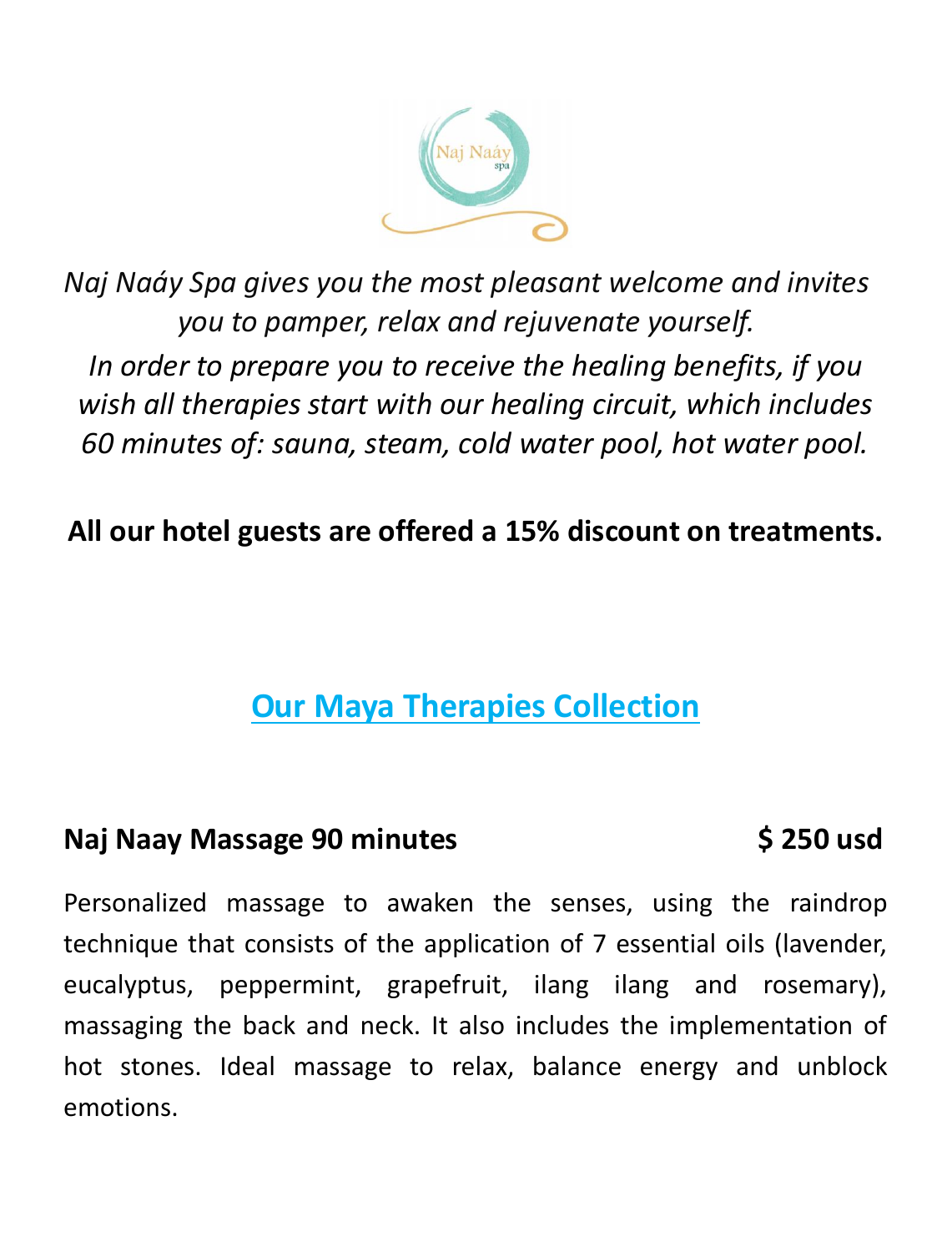*Naj Naáy Spa gives you the most pleasant welcome and invites you to pamper, relax and rejuvenate yourself.*

*In order to prepare you to receive the healing benefits, if you wish all therapies start with our healing circuit, which includes 60 minutes of: sauna, steam, cold water pool, hot water pool.*

**All our hotel guests are offered a 15% discount on treatments.**

## Our Maya Therapies Collection

### Naj Naay Massage 90 minutes — $ 250 usd

Personalized massage to awaken the senses, using the raindrop technique that consists of the application of 7 essential oils (lavender, eucalyptus, peppermint, grapefruit, ilang ilang and rosemary), massaging the back and neck. It also includes the implementation of hot stones. Ideal massage to relax, balance energy and unblock emotions.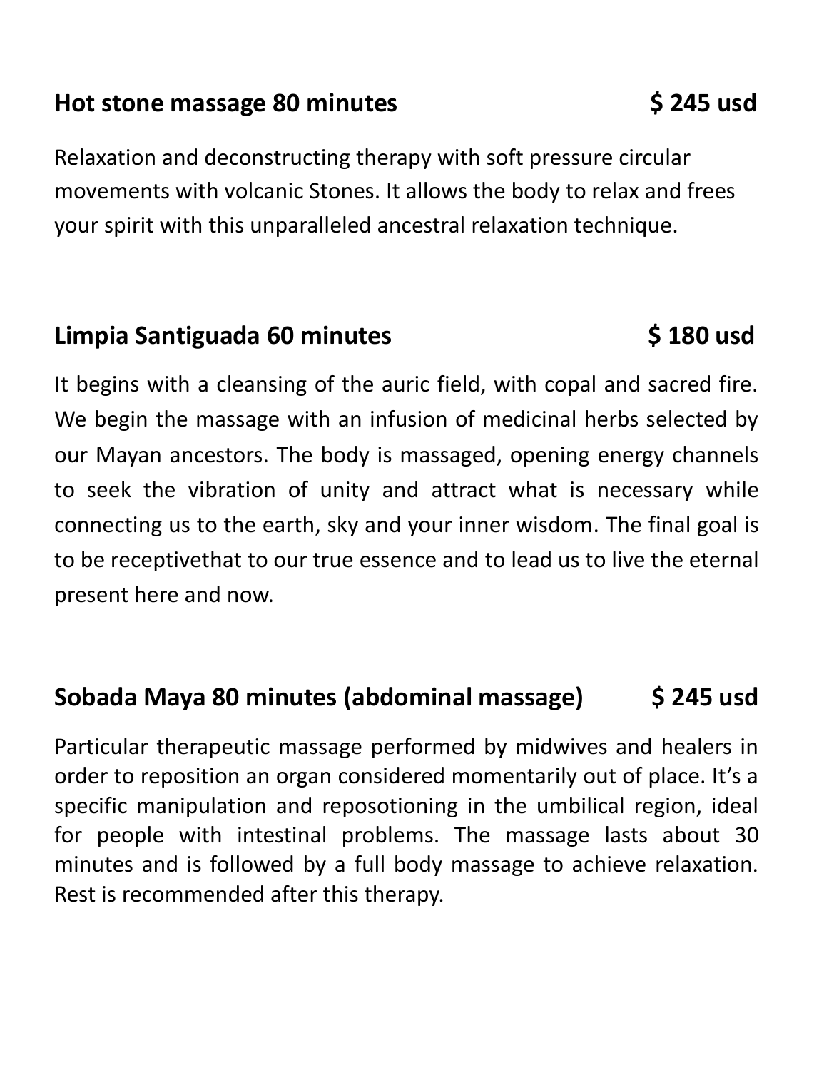**Hot stone massage 80 minutes $ 245 usd**

Relaxation and deconstructing therapy with soft pressure circular movements with volcanic Stones. It allows the body to relax and frees your spirit with this unparalleled ancestral relaxation technique.

**Limpia Santiguada 60 minutes $ 180 usd**

It begins with a cleansing of the auric field, with copal and sacred fire. We begin the massage with an infusion of medicinal herbs selected by our Mayan ancestors. The body is massaged, opening energy channels to seek the vibration of unity and attract what is necessary while connecting us to the earth, sky and your inner wisdom. The final goal is to be receptivethat to our true essence and to lead us to live the eternal present here and now.

**Sobada Maya 80 minutes (abdominal massage) $ 245 usd**

Particular therapeutic massage performed by midwives and healers in order to reposition an organ considered momentarily out of place. It's a specific manipulation and reposotioning in the umbilical region, ideal for people with intestinal problems. The massage lasts about 30 minutes and is followed by a full body massage to achieve relaxation. Rest is recommended after this therapy.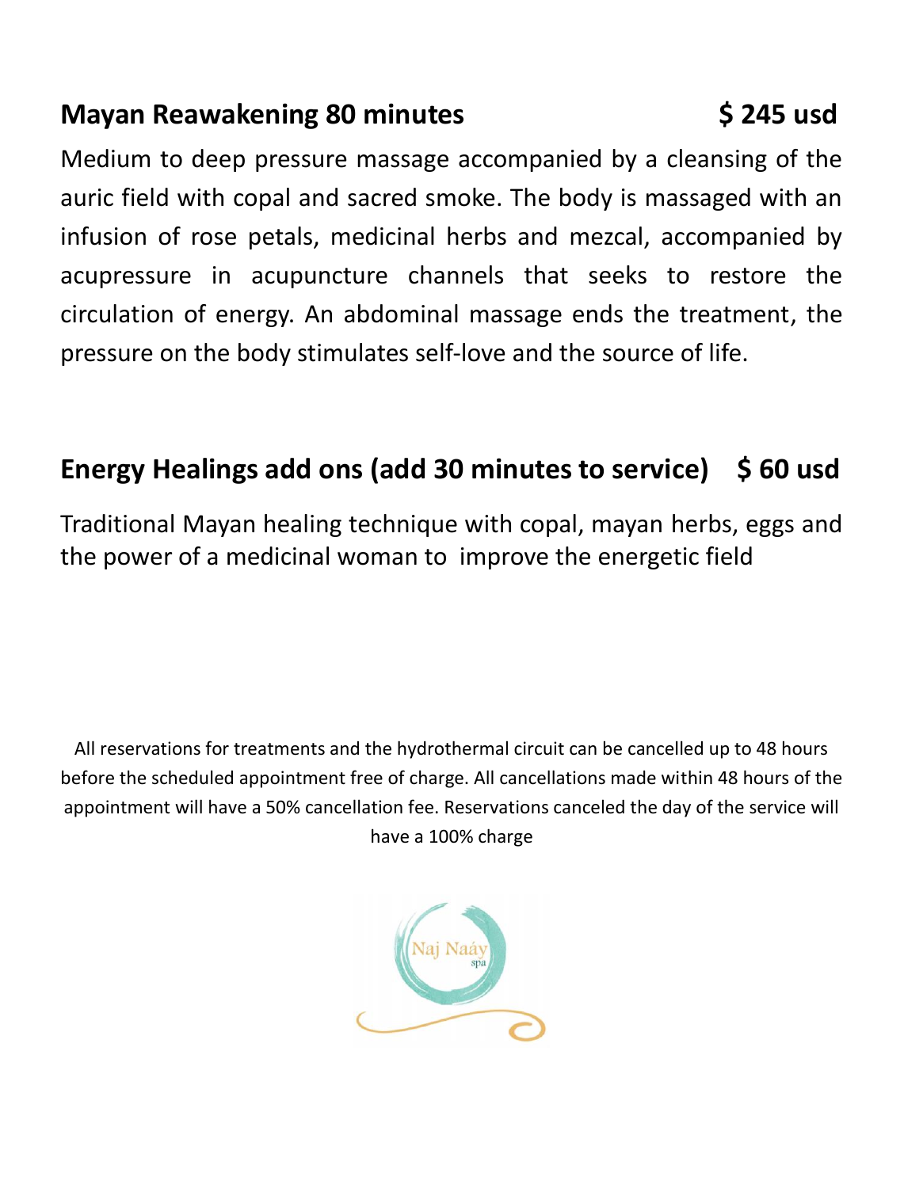## Mayan Reawakening 80 minutes $ 245 usd

Medium to deep pressure massage accompanied by a cleansing of the auric field with copal and sacred smoke. The body is massaged with an infusion of rose petals, medicinal herbs and mezcal, accompanied by acupressure in acupuncture channels that seeks to restore the circulation of energy. An abdominal massage ends the treatment, the pressure on the body stimulates self-love and the source of life.

## Energy Healings add ons (add 30 minutes to service) $ 60 usd

Traditional Mayan healing technique with copal, mayan herbs, eggs and the power of a medicinal woman to improve the energetic field

All reservations for treatments and the hydrothermal circuit can be cancelled up to 48 hours before the scheduled appointment free of charge. All cancellations made within 48 hours of the appointment will have a 50% cancellation fee. Reservations canceled the day of the service will have a 100% charge

Naj Naáy spa